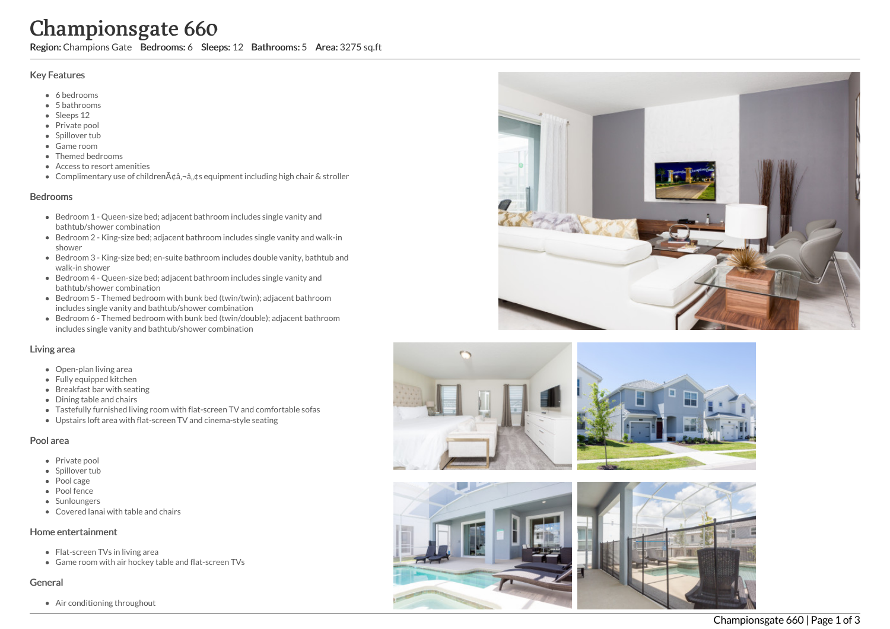# Championsgate 660

**Region:** Champions Gate **Bedrooms:** 6 **Sleeps:** 12 **Bathrooms:** 5 **Area:** 3275 sq.ft

## Key Features

- 6 bedrooms
- 5 bathrooms
- Sleeps 12
- Private pool
- Spillover tub
- Game room
- Themed bedrooms
- Access to resort amenities
- Complimentary use of childrenÃ¢â‚¬â„¢s equipment including high chair & stroller

## Bedrooms

- Bedroom 1 - Queen-size bed; adjacent bathroom includes single vanity and bathtub/shower combination
- Bedroom 2 - King-size bed; adjacent bathroom includes single vanity and walk-in shower
- Bedroom 3 - King-size bed; en-suite bathroom includes double vanity, bathtub and walk-in shower
- Bedroom 4 - Queen-size bed; adjacent bathroom includes single vanity and bathtub/shower combination
- Bedroom 5 - Themed bedroom with bunk bed (twin/twin); adjacent bathroom includes single vanity and bathtub/shower combination
- Bedroom 6 - Themed bedroom with bunk bed (twin/double); adjacent bathroom includes single vanity and bathtub/shower combination

## Living area

- Open-plan living area
- Fully equipped kitchen
- Breakfast bar with seating
- Dining table and chairs
- Tastefully furnished living room with flat-screen TV and comfortable sofas
- Upstairs loft area with flat-screen TV and cinema-style seating

## Pool area

- Private pool
- Spillover tub
- Pool cage
- Pool fence
- Sunloungers
- Covered lanai with table and chairs

## Home entertainment

- Flat-screen TVs in living area
- Game room with air hockey table and flat-screen TVs

## General

- Air conditioning throughout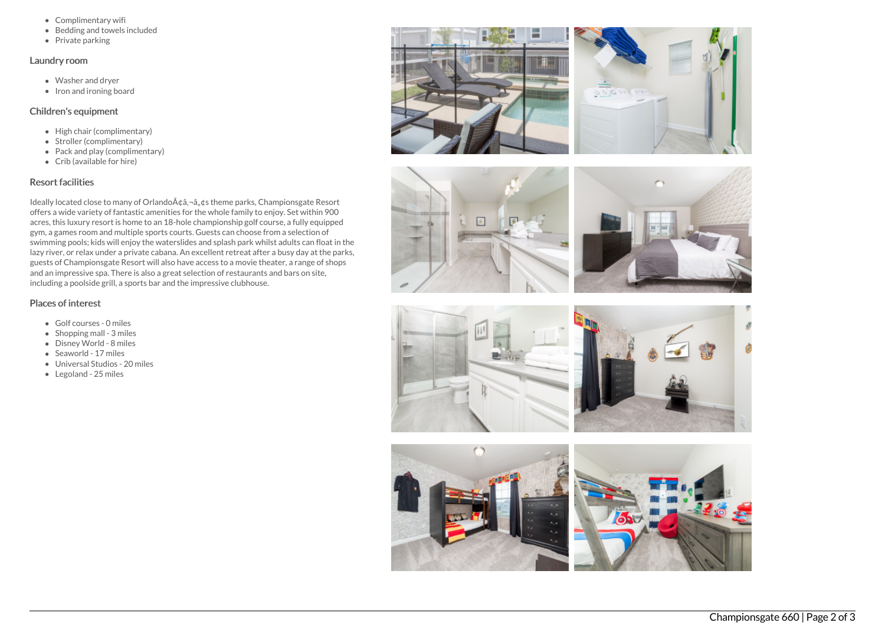- Complimentary wifi
- Bedding and towels included
- Private parking

## Laundry room

- Washer and dryer
- Iron and ironing board

## Children's equipment

- High chair (complimentary)
- Stroller (complimentary)
- Pack and play (complimentary)
- Crib (available for hire)

## Resort facilities

Ideally located close to many of OrlandoÃ¢â‚¬â„¢s theme parks, Championsgate Resort offers a wide variety of fantastic amenities for the whole family to enjoy. Set within 900 acres, this luxury resort is home to an 18-hole championship golf course, a fully equipped gym, a games room and multiple sports courts. Guests can choose from a selection of swimming pools; kids will enjoy the waterslides and splash park whilst adults can float in the lazy river, or relax under a private cabana. An excellent retreat after a busy day at the parks, guests of Championsgate Resort will also have access to a movie theater, a range of shops and an impressive spa. There is also a great selection of restaurants and bars on site, including a poolside grill, a sports bar and the impressive clubhouse.

## Places of interest

- Golf courses - 0 miles
- Shopping mall - 3 miles
- Disney World - 8 miles
- Seaworld - 17 miles
- Universal Studios - 20 miles
- Legoland - 25 miles